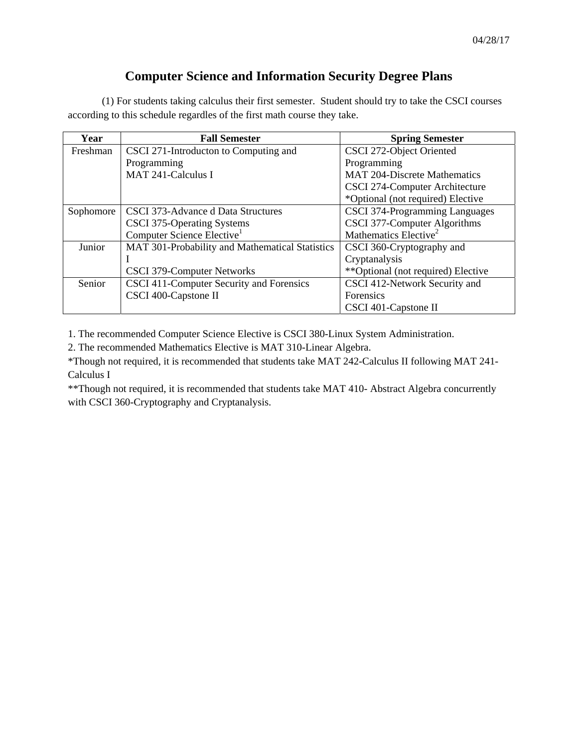04/28/17

# Computer Science and Information Security Degree Plans

(1) For students taking calculus their first semester. Student should try to take the CSCI courses according to this schedule regardles of the first math course they take.

| Year | Fall Semester | Spring Semester |
|---|---|---|
| Freshman | CSCI 271-Introducton to Computing and Programming<br>MAT 241-Calculus I | CSCI 272-Object Oriented Programming<br>MAT 204-Discrete Mathematics<br>CSCI 274-Computer Architecture<br>*Optional (not required) Elective |
| Sophomore | CSCI 373-Advance d Data Structures<br>CSCI 375-Operating Systems<br>Computer Science Elective[1] | CSCI 374-Programming Languages<br>CSCI 377-Computer Algorithms<br>Mathematics Elective[2] |
| Junior | MAT 301-Probability and Mathematical Statistics I<br>CSCI 379-Computer Networks | CSCI 360-Cryptography and Cryptanalysis<br>**Optional (not required) Elective |
| Senior | CSCI 411-Computer Security and Forensics<br>CSCI 400-Capstone II | CSCI 412-Network Security and Forensics<br>CSCI 401-Capstone II |

1. The recommended Computer Science Elective is CSCI 380-Linux System Administration.
2. The recommended Mathematics Elective is MAT 310-Linear Algebra.

*Though not required, it is recommended that students take MAT 242-Calculus II following MAT 241-Calculus I

**Though not required, it is recommended that students take MAT 410- Abstract Algebra concurrently with CSCI 360-Cryptography and Cryptanalysis.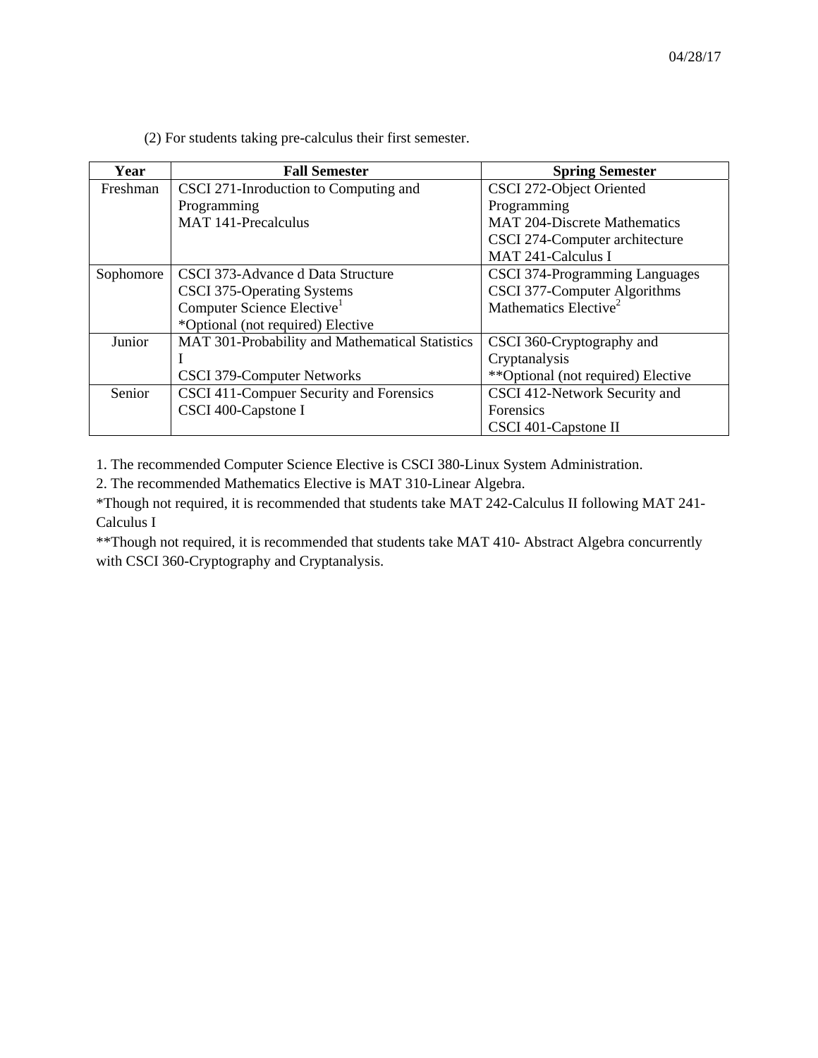(2) For students taking pre-calculus their first semester.

| Year | Fall Semester | Spring Semester |
| --- | --- | --- |
| Freshman | CSCI 271-Inroduction to Computing and Programming<br>MAT 141-Precalculus | CSCI 272-Object Oriented Programming<br>MAT 204-Discrete Mathematics<br>CSCI 274-Computer architecture<br>MAT 241-Calculus I |
| Sophomore | CSCI 373-Advance d Data Structure<br>CSCI 375-Operating Systems<br>Computer Science Elective[1]<br>*Optional (not required) Elective | CSCI 374-Programming Languages<br>CSCI 377-Computer Algorithms<br>Mathematics Elective[2] |
| Junior | MAT 301-Probability and Mathematical Statistics I<br>CSCI 379-Computer Networks | CSCI 360-Cryptography and Cryptanalysis<br>**Optional (not required) Elective |
| Senior | CSCI 411-Compuer Security and Forensics<br>CSCI 400-Capstone I | CSCI 412-Network Security and Forensics<br>CSCI 401-Capstone II |

1. The recommended Computer Science Elective is CSCI 380-Linux System Administration.
2. The recommended Mathematics Elective is MAT 310-Linear Algebra.

*Though not required, it is recommended that students take MAT 242-Calculus II following MAT 241-Calculus I

**Though not required, it is recommended that students take MAT 410- Abstract Algebra concurrently with CSCI 360-Cryptography and Cryptanalysis.